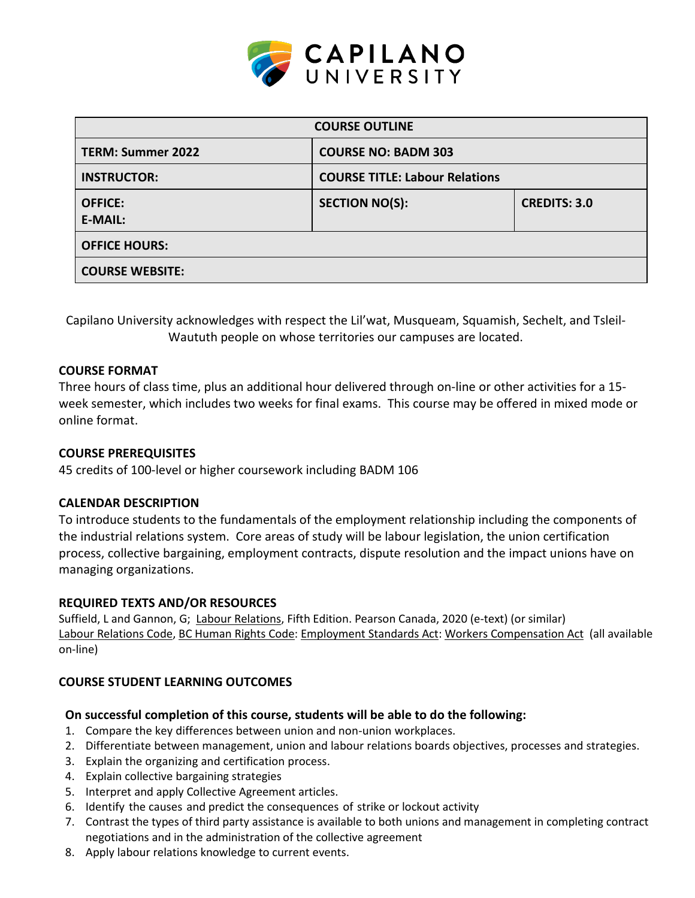CAPILANO UNIVERSITY

| COURSE OUTLINE | | |
|---|---|---|
| **TERM: Summer 2022** | **COURSE NO: BADM 303** | |
| **INSTRUCTOR:** | **COURSE TITLE: Labour Relations** | |
| **OFFICE:**<br>**E-MAIL:** | **SECTION NO(S):** | **CREDITS: 3.0** |
| **OFFICE HOURS:** | | |
| **COURSE WEBSITE:** | | |

Capilano University acknowledges with respect the Lil'wat, Musqueam, Squamish, Sechelt, and Tsleil-Waututh people on whose territories our campuses are located.

## COURSE FORMAT

Three hours of class time, plus an additional hour delivered through on-line or other activities for a 15-week semester, which includes two weeks for final exams. This course may be offered in mixed mode or online format.

## COURSE PREREQUISITES

45 credits of 100-level or higher coursework including BADM 106

## CALENDAR DESCRIPTION

To introduce students to the fundamentals of the employment relationship including the components of the industrial relations system. Core areas of study will be labour legislation, the union certification process, collective bargaining, employment contracts, dispute resolution and the impact unions have on managing organizations.

## REQUIRED TEXTS AND/OR RESOURCES

Suffield, L and Gannon, G; Labour Relations, Fifth Edition. Pearson Canada, 2020 (e-text) (or similar)
Labour Relations Code, BC Human Rights Code: Employment Standards Act: Workers Compensation Act (all available on-line)

## COURSE STUDENT LEARNING OUTCOMES

**On successful completion of this course, students will be able to do the following:**

1. Compare the key differences between union and non-union workplaces.
2. Differentiate between management, union and labour relations boards objectives, processes and strategies.
3. Explain the organizing and certification process.
4. Explain collective bargaining strategies
5. Interpret and apply Collective Agreement articles.
6. Identify the causes and predict the consequences of strike or lockout activity
7. Contrast the types of third party assistance is available to both unions and management in completing contract negotiations and in the administration of the collective agreement
8. Apply labour relations knowledge to current events.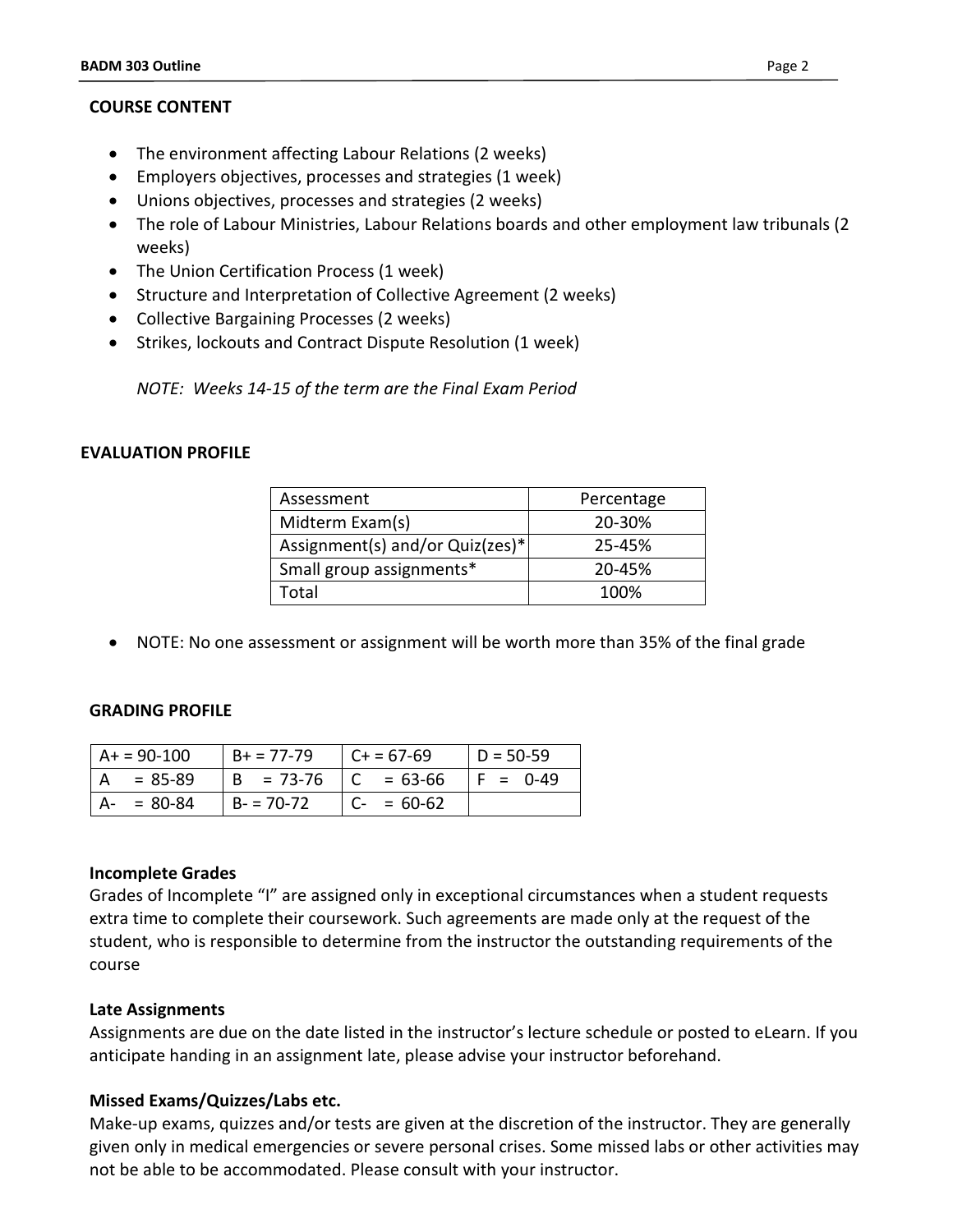## COURSE CONTENT

- The environment affecting Labour Relations (2 weeks)
- Employers objectives, processes and strategies (1 week)
- Unions objectives, processes and strategies (2 weeks)
- The role of Labour Ministries, Labour Relations boards and other employment law tribunals (2 weeks)
- The Union Certification Process (1 week)
- Structure and Interpretation of Collective Agreement (2 weeks)
- Collective Bargaining Processes (2 weeks)
- Strikes, lockouts and Contract Dispute Resolution (1 week)

*NOTE: Weeks 14-15 of the term are the Final Exam Period*

## EVALUATION PROFILE

| Assessment | Percentage |
|---|---|
| Midterm Exam(s) | 20-30% |
| Assignment(s) and/or Quiz(zes)* | 25-45% |
| Small group assignments* | 20-45% |
| Total | 100% |

- NOTE: No one assessment or assignment will be worth more than 35% of the final grade

## GRADING PROFILE

| | | | |
|---|---|---|---|
| A+ = 90-100 | B+ = 77-79 | C+ = 67-69 | D = 50-59 |
| A = 85-89 | B = 73-76 | C = 63-66 | F = 0-49 |
| A- = 80-84 | B- = 70-72 | C- = 60-62 | |

### Incomplete Grades

Grades of Incomplete "I" are assigned only in exceptional circumstances when a student requests extra time to complete their coursework. Such agreements are made only at the request of the student, who is responsible to determine from the instructor the outstanding requirements of the course

### Late Assignments

Assignments are due on the date listed in the instructor's lecture schedule or posted to eLearn. If you anticipate handing in an assignment late, please advise your instructor beforehand.

### Missed Exams/Quizzes/Labs etc.

Make-up exams, quizzes and/or tests are given at the discretion of the instructor. They are generally given only in medical emergencies or severe personal crises. Some missed labs or other activities may not be able to be accommodated. Please consult with your instructor.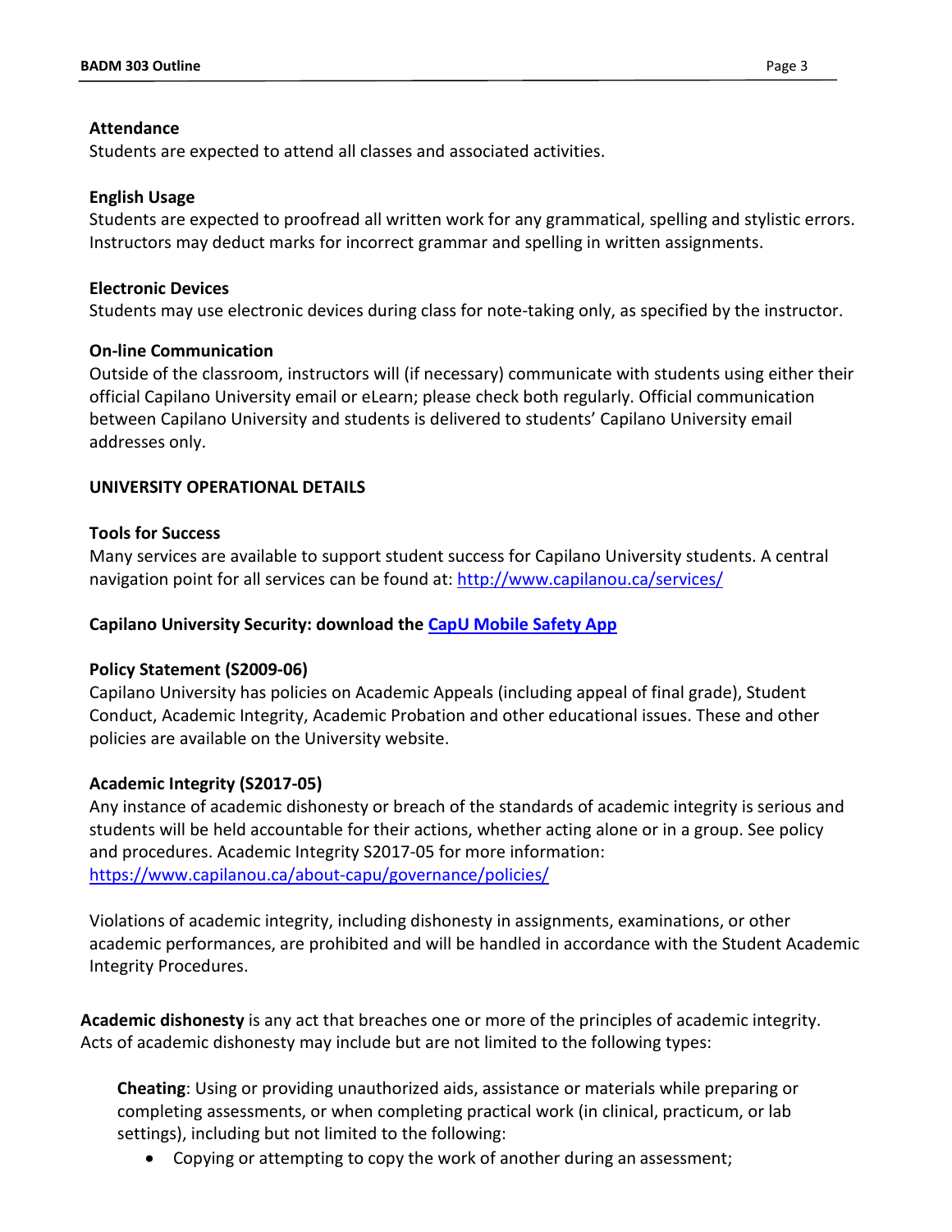**Attendance**
Students are expected to attend all classes and associated activities.

**English Usage**
Students are expected to proofread all written work for any grammatical, spelling and stylistic errors. Instructors may deduct marks for incorrect grammar and spelling in written assignments.

**Electronic Devices**
Students may use electronic devices during class for note-taking only, as specified by the instructor.

**On-line Communication**
Outside of the classroom, instructors will (if necessary) communicate with students using either their official Capilano University email or eLearn; please check both regularly. Official communication between Capilano University and students is delivered to students' Capilano University email addresses only.

## UNIVERSITY OPERATIONAL DETAILS

**Tools for Success**
Many services are available to support student success for Capilano University students. A central navigation point for all services can be found at: http://www.capilanou.ca/services/

**Capilano University Security: download the CapU Mobile Safety App**

**Policy Statement (S2009-06)**
Capilano University has policies on Academic Appeals (including appeal of final grade), Student Conduct, Academic Integrity, Academic Probation and other educational issues. These and other policies are available on the University website.

**Academic Integrity (S2017-05)**
Any instance of academic dishonesty or breach of the standards of academic integrity is serious and students will be held accountable for their actions, whether acting alone or in a group. See policy and procedures. Academic Integrity S2017-05 for more information: https://www.capilanou.ca/about-capu/governance/policies/

Violations of academic integrity, including dishonesty in assignments, examinations, or other academic performances, are prohibited and will be handled in accordance with the Student Academic Integrity Procedures.

**Academic dishonesty** is any act that breaches one or more of the principles of academic integrity. Acts of academic dishonesty may include but are not limited to the following types:

**Cheating**: Using or providing unauthorized aids, assistance or materials while preparing or completing assessments, or when completing practical work (in clinical, practicum, or lab settings), including but not limited to the following:

- Copying or attempting to copy the work of another during an assessment;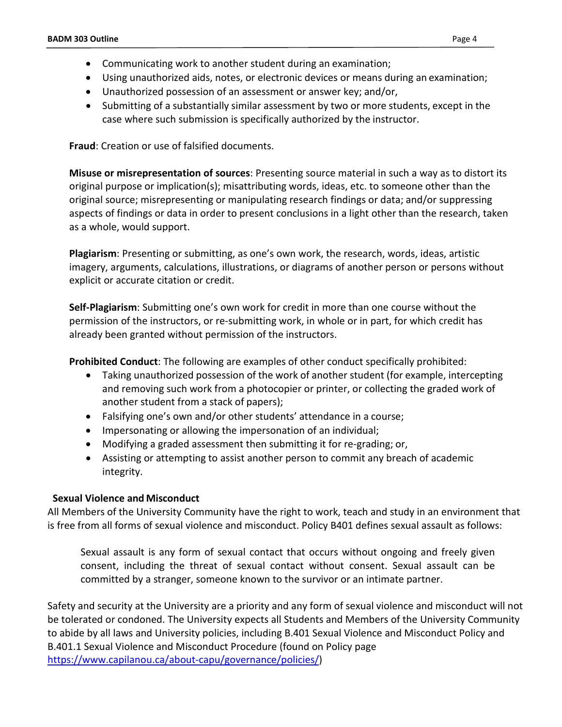- Communicating work to another student during an examination;
- Using unauthorized aids, notes, or electronic devices or means during an examination;
- Unauthorized possession of an assessment or answer key; and/or,
- Submitting of a substantially similar assessment by two or more students, except in the case where such submission is specifically authorized by the instructor.

**Fraud**: Creation or use of falsified documents.

**Misuse or misrepresentation of sources**: Presenting source material in such a way as to distort its original purpose or implication(s); misattributing words, ideas, etc. to someone other than the original source; misrepresenting or manipulating research findings or data; and/or suppressing aspects of findings or data in order to present conclusions in a light other than the research, taken as a whole, would support.

**Plagiarism**: Presenting or submitting, as one's own work, the research, words, ideas, artistic imagery, arguments, calculations, illustrations, or diagrams of another person or persons without explicit or accurate citation or credit.

**Self-Plagiarism**: Submitting one's own work for credit in more than one course without the permission of the instructors, or re-submitting work, in whole or in part, for which credit has already been granted without permission of the instructors.

**Prohibited Conduct**: The following are examples of other conduct specifically prohibited:

- Taking unauthorized possession of the work of another student (for example, intercepting and removing such work from a photocopier or printer, or collecting the graded work of another student from a stack of papers);
- Falsifying one's own and/or other students' attendance in a course;
- Impersonating or allowing the impersonation of an individual;
- Modifying a graded assessment then submitting it for re-grading; or,
- Assisting or attempting to assist another person to commit any breach of academic integrity.

### Sexual Violence and Misconduct

All Members of the University Community have the right to work, teach and study in an environment that is free from all forms of sexual violence and misconduct. Policy B401 defines sexual assault as follows:

> Sexual assault is any form of sexual contact that occurs without ongoing and freely given consent, including the threat of sexual contact without consent. Sexual assault can be committed by a stranger, someone known to the survivor or an intimate partner.

Safety and security at the University are a priority and any form of sexual violence and misconduct will not be tolerated or condoned. The University expects all Students and Members of the University Community to abide by all laws and University policies, including B.401 Sexual Violence and Misconduct Policy and B.401.1 Sexual Violence and Misconduct Procedure (found on Policy page [https://www.capilanou.ca/about-capu/governance/policies/](https://www.capilanou.ca/about-capu/governance/policies/))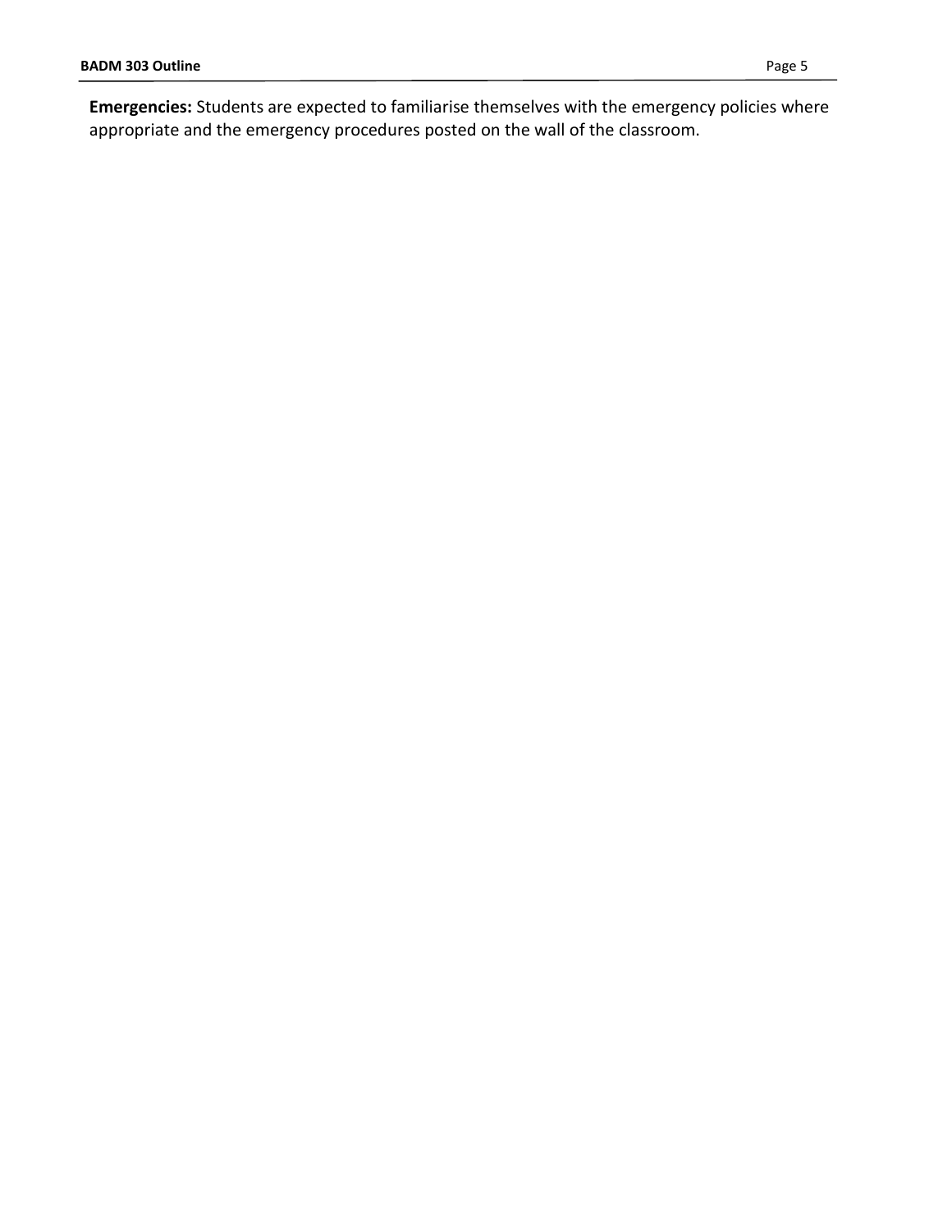**Emergencies:** Students are expected to familiarise themselves with the emergency policies where appropriate and the emergency procedures posted on the wall of the classroom.